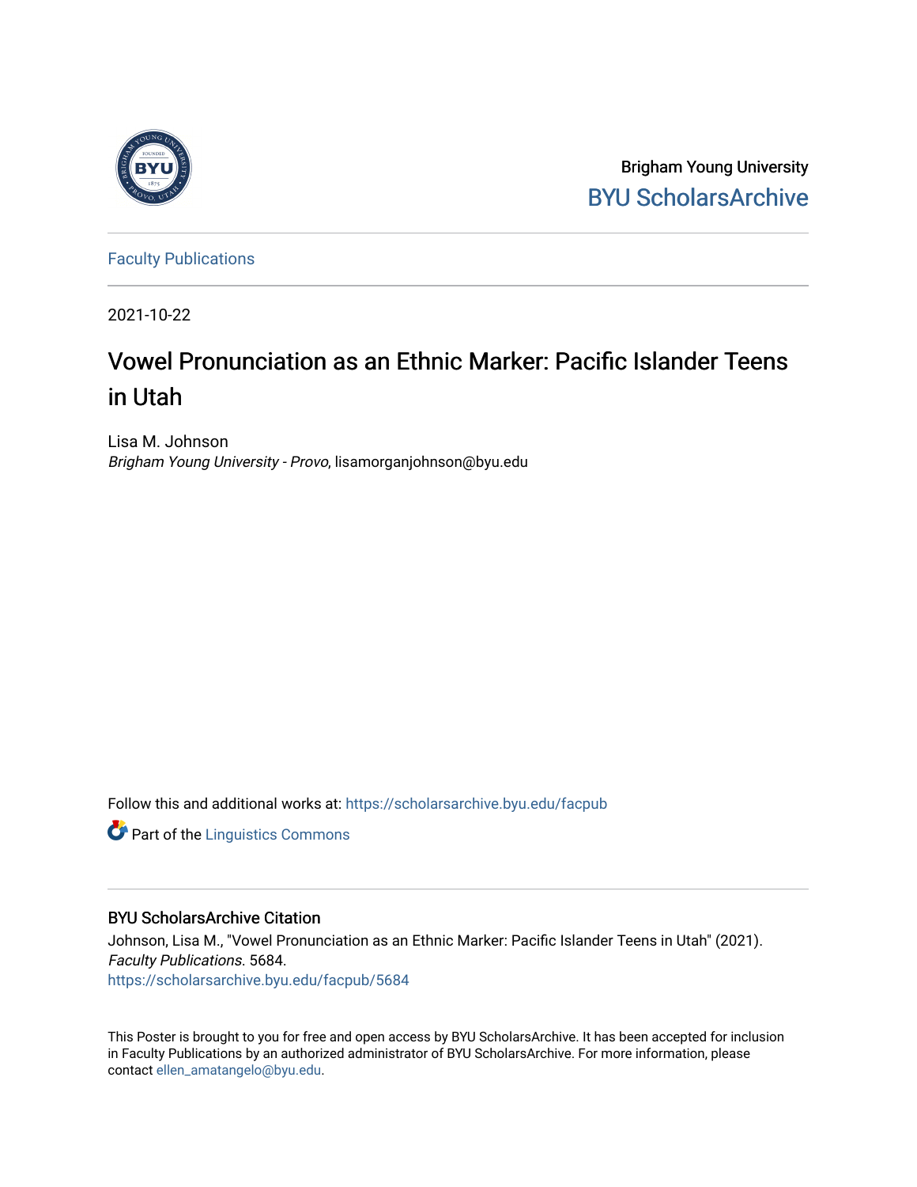Brigham Young University

BYU ScholarsArchive

Faculty Publications

2021-10-22

# Vowel Pronunciation as an Ethnic Marker: Pacific Islander Teens in Utah

Lisa M. Johnson
*Brigham Young University - Provo*, lisamorganjohnson@byu.edu

Follow this and additional works at: https://scholarsarchive.byu.edu/facpub

Part of the Linguistics Commons

## BYU ScholarsArchive Citation

Johnson, Lisa M., "Vowel Pronunciation as an Ethnic Marker: Pacific Islander Teens in Utah" (2021). *Faculty Publications*. 5684.
https://scholarsarchive.byu.edu/facpub/5684

This Poster is brought to you for free and open access by BYU ScholarsArchive. It has been accepted for inclusion in Faculty Publications by an authorized administrator of BYU ScholarsArchive. For more information, please contact ellen_amatangelo@byu.edu.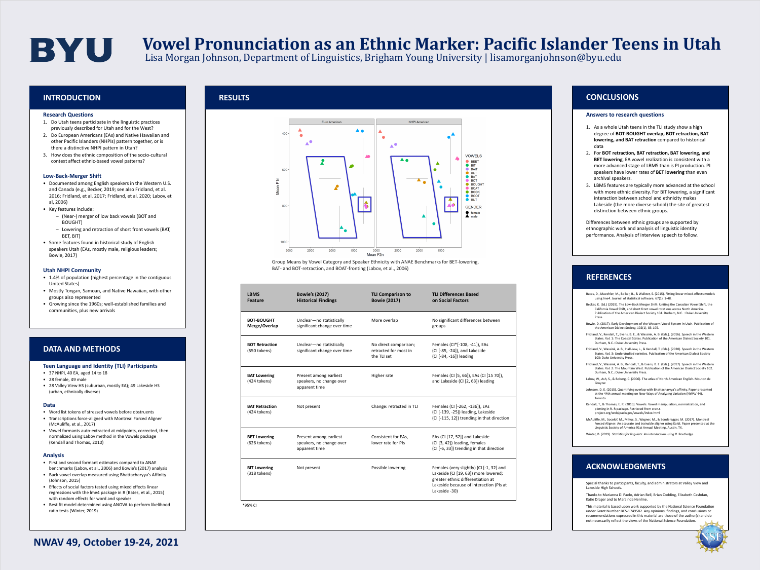# Vowel Pronunciation as an Ethnic Marker: Pacific Islander Teens in Utah

Lisa Morgan Johnson, Department of Linguistics, Brigham Young University | lisamorganjohnson@byu.edu

## INTRODUCTION

### Research Questions

1. Do Utah teens participate in the linguistic practices previously described for Utah and for the West?
2. Do European Americans (EAs) and Native Hawaiian and other Pacific Islanders (NHPIs) pattern together, or is there a distinctive NHPI pattern in Utah?
3. How does the ethnic composition of the socio-cultural context affect ethnic-based vowel patterns?

### Low-Back-Merger Shift

- Documented among English speakers in the Western U.S. and Canada (e.g., Becker, 2019; see also Fridland, et al. 2016; Fridland, et al. 2017; Fridland, et al. 2020; Labov, et al, 2006)
- Key features include:
  - (Near-) merger of low back vowels (BOT and BOUGHT)
  - Lowering and retraction of short front vowels (BAT, BET, BIT)
- Some features found in historical study of English speakers Utah (EAs, mostly male, religious leaders; Bowie, 2017)

### Utah NHPI Community

- 1.4% of population (highest percentage in the contiguous United States)
- Mostly Tongan, Samoan, and Native Hawaiian, with other groups also represented
- Growing since the 1960s; well-established families and communities, plus new arrivals

## DATA AND METHODS

### Teen Language and Identity (TLI) Participants

- 37 NHPI, 40 EA, aged 14 to 18
- 28 female, 49 male
- 28 Valley View HS (suburban, mostly EA); 49 Lakeside HS (urban, ethnically diverse)

### Data

- Word list tokens of stressed vowels before obstruents
- Transcriptions force-aligned with Montreal Forced Aligner (McAuliffe, et al., 2017)
- Vowel formants auto-extracted at midpoints, corrected, then normalized using Labov method in the Vowels package (Kendall and Thomas, 2010)

### Analysis

- First and second formant estimates compared to ANAE benchmarks (Labov, et al., 2006) and Bowie's (2017) analysis
- Back vowel overlap measured using Bhattacharyya's Affinity (Johnson, 2015)
- Effects of social factors tested using mixed effects linear regressions with the lme4 package in R (Bates, et al., 2015) with random effects for word and speaker
- Best fit model determined using ANOVA to perform likelihood ratio tests (Winter, 2019)

## RESULTS

Euro American
NHPI American
Mean F1n
400
600
800
1000
Mean F2n
3000 2500 2000 1500
VOWELS
BEET
BIT
BAIT
BET
BAT
BOT
BOUGHT
BOAT
BOOK
BOOT
BUT
GENDER
female
male

Group Means by Vowel Category and Speaker Ethnicity with ANAE Benchmarks for BET-lowering, BAT- and BOT-retraction, and BOAT-fronting (Labov, et al., 2006)

| LBMS Feature | Bowie's (2017) Historical Findings | TLI Comparison to Bowie (2017) | TLI Differences Based on Social Factors |
|---|---|---|---|
| **BOT-BOUGHT Merge/Overlap** | Unclear—no statistically significant change over time | More overlap | No significant differences between groups |
| **BOT Retraction** (550 tokens) | Unclear—no statistically significant change over time | No direct comparison; retracted for most in the TLI set | Females (CI*[-108, -41]), EAs (CI [-85, -24]), and Lakeside (CI [-84, -16]) leading |
| **BAT Lowering** (424 tokens) | Present among earliest speakers, no change over apparent time | Higher rate | Females (CI [5, 66]), EAs (CI [15 70]), and Lakeside (CI [2, 63]) leading |
| **BAT Retraction** (424 tokens) | Not present | Change: retracted in TLI | Females (CI [-262, -136]), EAs (CI [-139, -25]) leading, Lakeside (CI [-115, 12]) trending in that direction |
| **BET Lowering** (626 tokens) | Present among earliest speakers, no change over apparent time | Consistent for EAs, lower rate for PIs | EAs (CI [17, 52]) and Lakeside (CI [3, 42]) leading, females (CI [-6, 33]) trending in that direction |
| **BIT Lowering** (318 tokens) | Not present | Possible lowering | Females (very slightly) (CI [-1, 32] and Lakeside (CI [19, 63]) more lowered; greater ethnic differentiation at Lakeside because of interaction (PIs at Lakeside -30) |

*95% CI

## CONCLUSIONS

### Answers to research questions

1. As a whole Utah teens in the TLI study show a high degree of **BOT-BOUGHT overlap, BOT retraction, BAT lowering, and BAT retraction** compared to historical data
2. For **BOT retraction, BAT retraction, BAT lowering, and BET lowering**, EA vowel realization is consistent with a more advanced stage of LBMS than is PI production. PI speakers have lower rates of **BET lowering** than even archival speakers.
3. LBMS features are typically more advanced at the school with more ethnic diversity. For BIT lowering, a significant interaction between school and ethnicity makes Lakeside (the more diverse school) the site of greatest distinction between ethnic groups.

Differences between ethnic groups are supported by ethnographic work and analysis of linguistic identity performance. Analysis of interview speech to follow.

## REFERENCES

Bates, D., Maechler, M., Bolker, B., & Walker, S. (2015). Fitting linear mixed-effects models using lme4. Journal of statistical software, 67(1), 1-48.

Becker, K. (Ed.) (2019). The Low-Back Merger Shift: Uniting the Canadian Vowel Shift, the California Vowel Shift, and short front vowel rotations across North America. Publication of the American Dialect Society 104. Durham, N.C.: Duke University Press.

Bowie, D. (2017). Early Development of the Western Vowel System in Utah. Publication of the American Dialect Society, 102(1), 83-105.

Fridland, V., Kendall, T., Evans, B. E., & Wassink, A. B. (Eds.). (2016). Speech in the Western States. Vol. 1: The Coastal States. Publication of the American Dialect Society 101. Durham, N.C.: Duke University Press.

Fridland, V., Wassink, A. B., Hall-Lew, L., & Kendall, T. (Eds.). (2020). Speech in the Western States. Vol. 3: Understudied varieties. Publication of the American Dialect Society 103: Duke University Press.

Fridland, V., Wassink, A. B., Kendall, T., & Evans, B. E. (Eds.). (2017). Speech in the Western States. Vol. 2: The Mountain West. Publication of the American Dialect Society 102. Durham, N.C.: Duke University Press.

Labov, W., Ash, S., & Boberg, C. (2006). The atlas of North American English. Mouton de Gruyter.

Johnson, D. E. (2015). Quantifying overlap with Bhattacharyya's affinity. Paper presented at the 44th annual meeting on New Ways of Analyzing Variation (NWAV 44), Toronto.

Kendall, T., & Thomas, E. R. (2010). Vowels: Vowel manipulation, normalization, and plotting in R. R package. Retrieved from cran.r-project.org/web/packages/vowels/index.html

McAuliffe, M., Socolof, M., Mihuc, S., Wagner, M., & Sonderegger, M. (2017). Montreal Forced Aligner: An accurate and trainable aligner using Kaldi. Paper presented at the Linguistic Society of America 91st Annual Meeting, Austin, TX.

Winter, B. (2019). *Statistics for linguists: An introduction using R.* Routledge.

## ACKNOWLEDGMENTS

Special thanks to participants, faculty, and administrators at Valley View and Lakeside High Schools.

Thanks to Marianna Di Paolo, Adrian Bell, Brian Codding, Elizabeth Cashdan, Katie Drager and to Marainda Henline.

This material is based upon work supported by the National Science Foundation under Grant Number BCS-1749582. Any opinions, findings, and conclusions or recommendations expressed in this material are those of the author(s) and do not necessarily reflect the views of the National Science Foundation.

NWAV 49, October 19-24, 2021